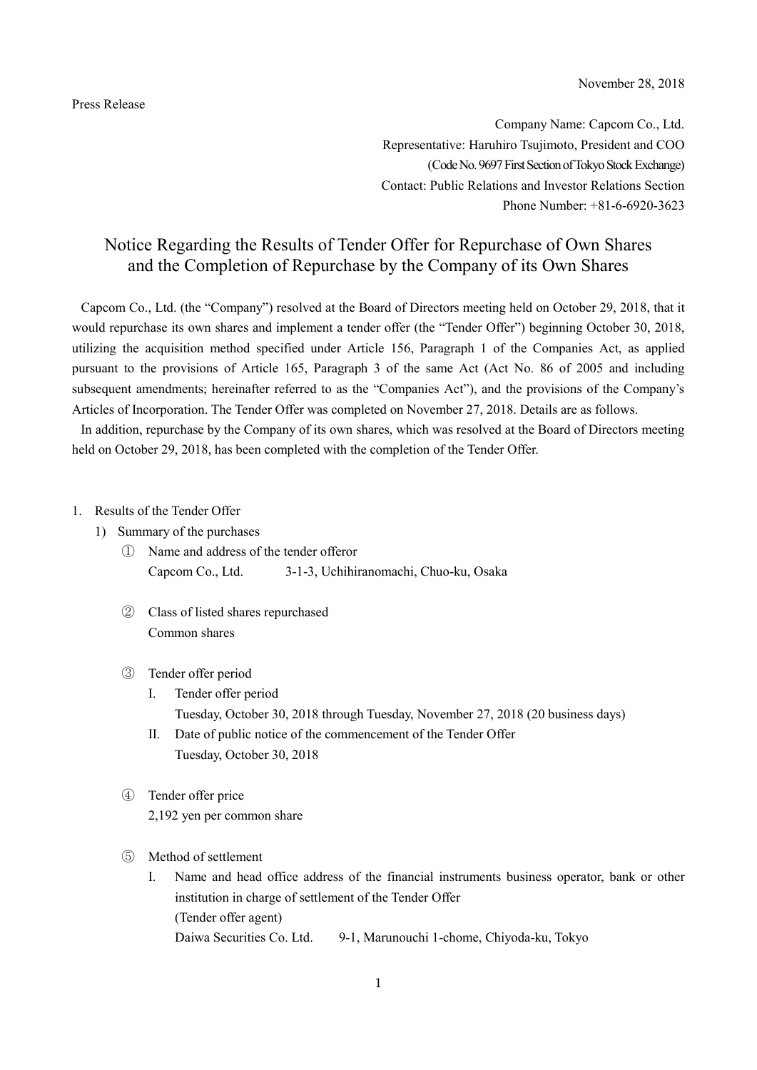November 28, 2018

Press Release

Company Name: Capcom Co., Ltd.
Representative: Haruhiro Tsujimoto, President and COO
(Code No. 9697 First Section of Tokyo Stock Exchange)
Contact: Public Relations and Investor Relations Section
Phone Number: +81-6-6920-3623

# Notice Regarding the Results of Tender Offer for Repurchase of Own Shares and the Completion of Repurchase by the Company of its Own Shares

Capcom Co., Ltd. (the "Company") resolved at the Board of Directors meeting held on October 29, 2018, that it would repurchase its own shares and implement a tender offer (the "Tender Offer") beginning October 30, 2018, utilizing the acquisition method specified under Article 156, Paragraph 1 of the Companies Act, as applied pursuant to the provisions of Article 165, Paragraph 3 of the same Act (Act No. 86 of 2005 and including subsequent amendments; hereinafter referred to as the "Companies Act"), and the provisions of the Company's Articles of Incorporation. The Tender Offer was completed on November 27, 2018. Details are as follows.

In addition, repurchase by the Company of its own shares, which was resolved at the Board of Directors meeting held on October 29, 2018, has been completed with the completion of the Tender Offer.

1. Results of the Tender Offer
   1) Summary of the purchases
      ① Name and address of the tender offeror
      Capcom Co., Ltd. 3-1-3, Uchihiranomachi, Chuo-ku, Osaka

      ② Class of listed shares repurchased
      Common shares

      ③ Tender offer period
         I. Tender offer period
         Tuesday, October 30, 2018 through Tuesday, November 27, 2018 (20 business days)
         II. Date of public notice of the commencement of the Tender Offer
         Tuesday, October 30, 2018

      ④ Tender offer price
      2,192 yen per common share

      ⑤ Method of settlement
         I. Name and head office address of the financial instruments business operator, bank or other institution in charge of settlement of the Tender Offer
         (Tender offer agent)
         Daiwa Securities Co. Ltd. 9-1, Marunouchi 1-chome, Chiyoda-ku, Tokyo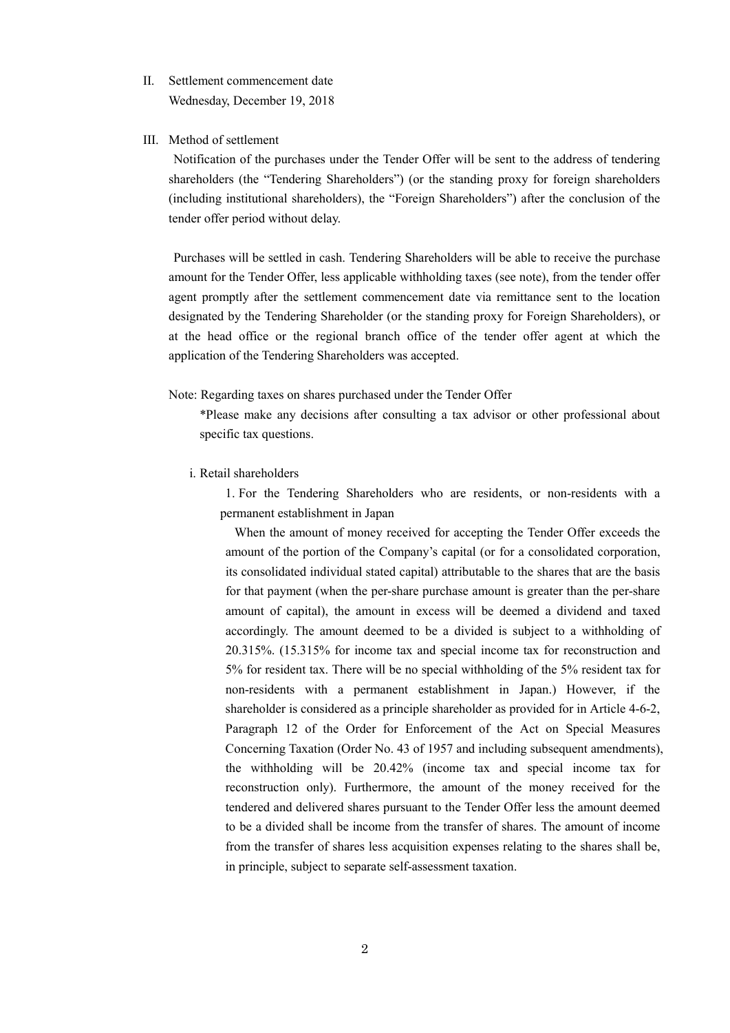II. Settlement commencement date

Wednesday, December 19, 2018

III. Method of settlement

Notification of the purchases under the Tender Offer will be sent to the address of tendering shareholders (the "Tendering Shareholders") (or the standing proxy for foreign shareholders (including institutional shareholders), the "Foreign Shareholders") after the conclusion of the tender offer period without delay.

Purchases will be settled in cash. Tendering Shareholders will be able to receive the purchase amount for the Tender Offer, less applicable withholding taxes (see note), from the tender offer agent promptly after the settlement commencement date via remittance sent to the location designated by the Tendering Shareholder (or the standing proxy for Foreign Shareholders), or at the head office or the regional branch office of the tender offer agent at which the application of the Tendering Shareholders was accepted.

Note: Regarding taxes on shares purchased under the Tender Offer

*Please make any decisions after consulting a tax advisor or other professional about specific tax questions.

i. Retail shareholders

1. For the Tendering Shareholders who are residents, or non-residents with a permanent establishment in Japan

When the amount of money received for accepting the Tender Offer exceeds the amount of the portion of the Company's capital (or for a consolidated corporation, its consolidated individual stated capital) attributable to the shares that are the basis for that payment (when the per-share purchase amount is greater than the per-share amount of capital), the amount in excess will be deemed a dividend and taxed accordingly. The amount deemed to be a divided is subject to a withholding of 20.315%. (15.315% for income tax and special income tax for reconstruction and 5% for resident tax. There will be no special withholding of the 5% resident tax for non-residents with a permanent establishment in Japan.) However, if the shareholder is considered as a principle shareholder as provided for in Article 4-6-2, Paragraph 12 of the Order for Enforcement of the Act on Special Measures Concerning Taxation (Order No. 43 of 1957 and including subsequent amendments), the withholding will be 20.42% (income tax and special income tax for reconstruction only). Furthermore, the amount of the money received for the tendered and delivered shares pursuant to the Tender Offer less the amount deemed to be a divided shall be income from the transfer of shares. The amount of income from the transfer of shares less acquisition expenses relating to the shares shall be, in principle, subject to separate self-assessment taxation.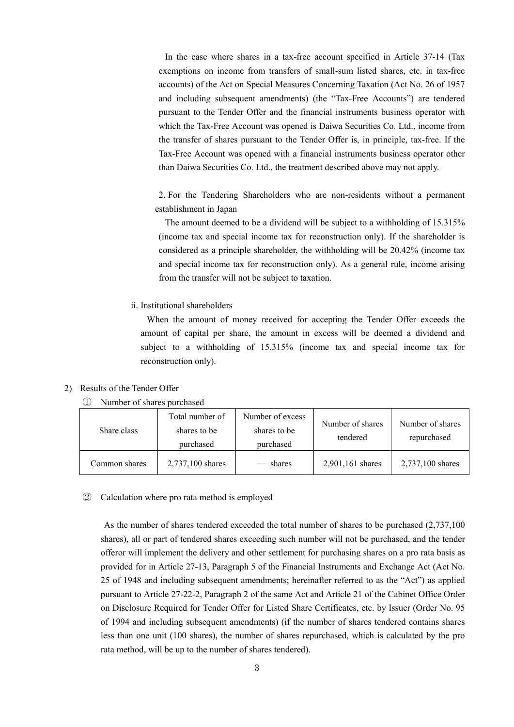In the case where shares in a tax-free account specified in Article 37-14 (Tax exemptions on income from transfers of small-sum listed shares, etc. in tax-free accounts) of the Act on Special Measures Concerning Taxation (Act No. 26 of 1957 and including subsequent amendments) (the "Tax-Free Accounts") are tendered pursuant to the Tender Offer and the financial instruments business operator with which the Tax-Free Account was opened is Daiwa Securities Co. Ltd., income from the transfer of shares pursuant to the Tender Offer is, in principle, tax-free. If the Tax-Free Account was opened with a financial instruments business operator other than Daiwa Securities Co. Ltd., the treatment described above may not apply.

2. For the Tendering Shareholders who are non-residents without a permanent establishment in Japan

The amount deemed to be a dividend will be subject to a withholding of 15.315% (income tax and special income tax for reconstruction only). If the shareholder is considered as a principle shareholder, the withholding will be 20.42% (income tax and special income tax for reconstruction only). As a general rule, income arising from the transfer will not be subject to taxation.

ii. Institutional shareholders

When the amount of money received for accepting the Tender Offer exceeds the amount of capital per share, the amount in excess will be deemed a dividend and subject to a withholding of 15.315% (income tax and special income tax for reconstruction only).

2) Results of the Tender Offer

① Number of shares purchased

| Share class | Total number of shares to be purchased | Number of excess shares to be purchased | Number of shares tendered | Number of shares repurchased |
|---|---|---|---|---|
| Common shares | 2,737,100 shares | — shares | 2,901,161 shares | 2,737,100 shares |

② Calculation where pro rata method is employed

As the number of shares tendered exceeded the total number of shares to be purchased (2,737,100 shares), all or part of tendered shares exceeding such number will not be purchased, and the tender offeror will implement the delivery and other settlement for purchasing shares on a pro rata basis as provided for in Article 27-13, Paragraph 5 of the Financial Instruments and Exchange Act (Act No. 25 of 1948 and including subsequent amendments; hereinafter referred to as the "Act") as applied pursuant to Article 27-22-2, Paragraph 2 of the same Act and Article 21 of the Cabinet Office Order on Disclosure Required for Tender Offer for Listed Share Certificates, etc. by Issuer (Order No. 95 of 1994 and including subsequent amendments) (if the number of shares tendered contains shares less than one unit (100 shares), the number of shares repurchased, which is calculated by the pro rata method, will be up to the number of shares tendered).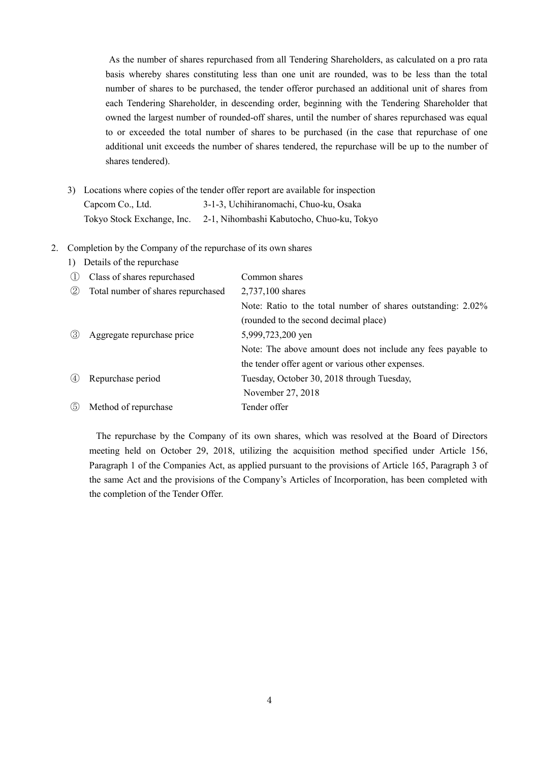As the number of shares repurchased from all Tendering Shareholders, as calculated on a pro rata basis whereby shares constituting less than one unit are rounded, was to be less than the total number of shares to be purchased, the tender offeror purchased an additional unit of shares from each Tendering Shareholder, in descending order, beginning with the Tendering Shareholder that owned the largest number of rounded-off shares, until the number of shares repurchased was equal to or exceeded the total number of shares to be purchased (in the case that repurchase of one additional unit exceeds the number of shares tendered, the repurchase will be up to the number of shares tendered).

3) Locations where copies of the tender offer report are available for inspection

| | |
|---|---|
| Capcom Co., Ltd. | 3-1-3, Uchihiranomachi, Chuo-ku, Osaka |
| Tokyo Stock Exchange, Inc. | 2-1, Nihombashi Kabutocho, Chuo-ku, Tokyo |

2. Completion by the Company of the repurchase of its own shares

1) Details of the repurchase

| | | |
|---|---|---|
| ① | Class of shares repurchased | Common shares |
| ② | Total number of shares repurchased | 2,737,100 shares<br>Note: Ratio to the total number of shares outstanding: 2.02% (rounded to the second decimal place) |
| ③ | Aggregate repurchase price | 5,999,723,200 yen<br>Note: The above amount does not include any fees payable to the tender offer agent or various other expenses. |
| ④ | Repurchase period | Tuesday, October 30, 2018 through Tuesday, November 27, 2018 |
| ⑤ | Method of repurchase | Tender offer |

The repurchase by the Company of its own shares, which was resolved at the Board of Directors meeting held on October 29, 2018, utilizing the acquisition method specified under Article 156, Paragraph 1 of the Companies Act, as applied pursuant to the provisions of Article 165, Paragraph 3 of the same Act and the provisions of the Company's Articles of Incorporation, has been completed with the completion of the Tender Offer.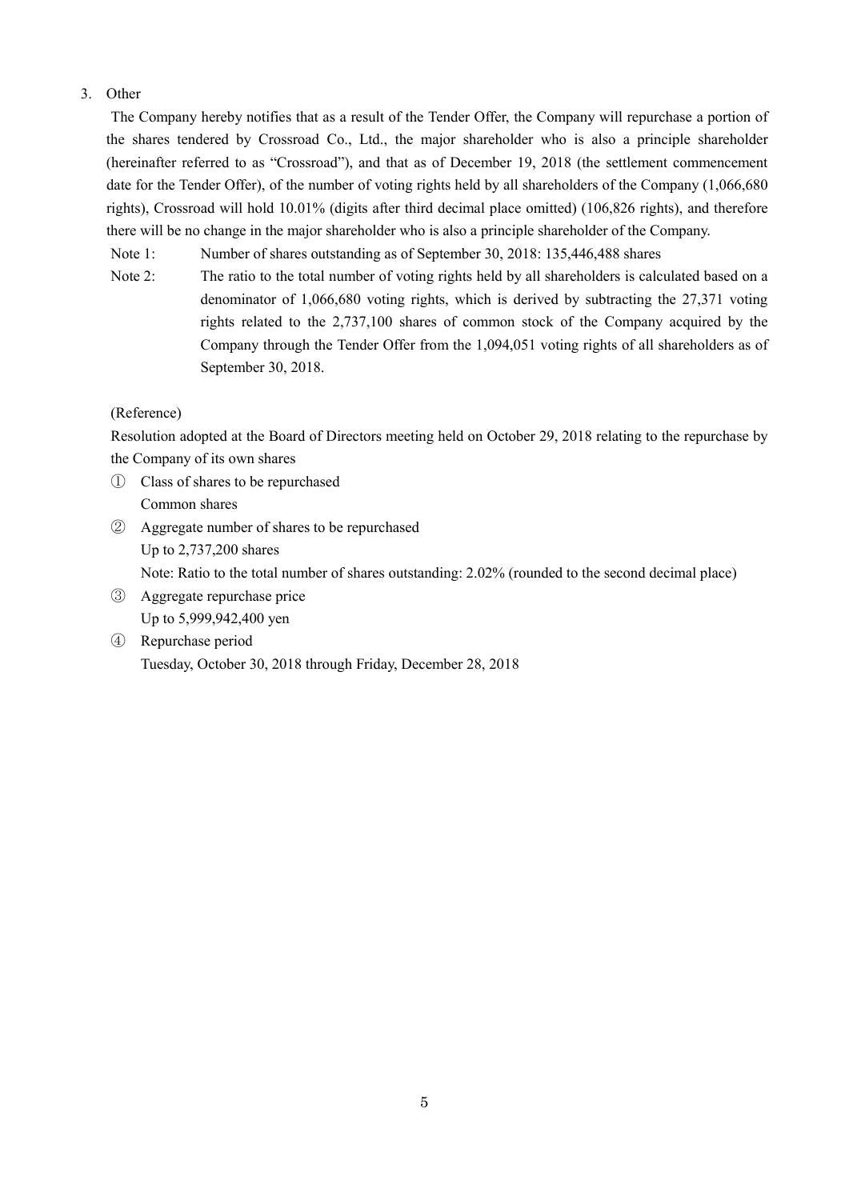3. Other

The Company hereby notifies that as a result of the Tender Offer, the Company will repurchase a portion of the shares tendered by Crossroad Co., Ltd., the major shareholder who is also a principle shareholder (hereinafter referred to as "Crossroad"), and that as of December 19, 2018 (the settlement commencement date for the Tender Offer), of the number of voting rights held by all shareholders of the Company (1,066,680 rights), Crossroad will hold 10.01% (digits after third decimal place omitted) (106,826 rights), and therefore there will be no change in the major shareholder who is also a principle shareholder of the Company.

Note 1: Number of shares outstanding as of September 30, 2018: 135,446,488 shares

Note 2: The ratio to the total number of voting rights held by all shareholders is calculated based on a denominator of 1,066,680 voting rights, which is derived by subtracting the 27,371 voting rights related to the 2,737,100 shares of common stock of the Company acquired by the Company through the Tender Offer from the 1,094,051 voting rights of all shareholders as of September 30, 2018.

(Reference)

Resolution adopted at the Board of Directors meeting held on October 29, 2018 relating to the repurchase by the Company of its own shares

① Class of shares to be repurchased
Common shares

② Aggregate number of shares to be repurchased
Up to 2,737,200 shares
Note: Ratio to the total number of shares outstanding: 2.02% (rounded to the second decimal place)

③ Aggregate repurchase price
Up to 5,999,942,400 yen

④ Repurchase period
Tuesday, October 30, 2018 through Friday, December 28, 2018